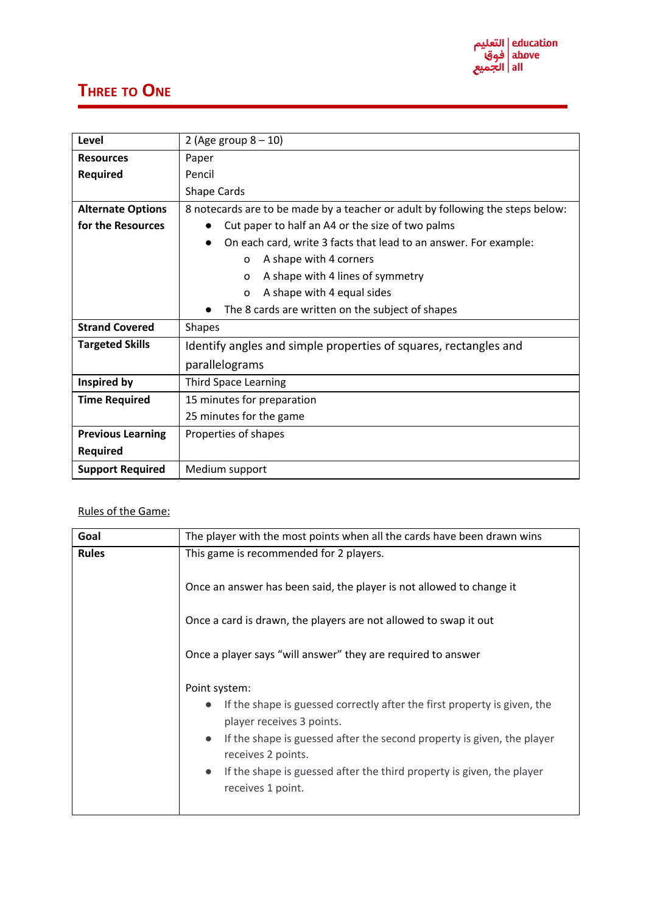# Three to One

| Level | 2 (Age group 8 – 10) |
|---|---|
| Resources Required | Paper<br>Pencil<br>Shape Cards |
| Alternate Options for the Resources | 8 notecards are to be made by a teacher or adult by following the steps below:<br>● Cut paper to half an A4 or the size of two palms<br>● On each card, write 3 facts that lead to an answer. For example:<br>&nbsp;&nbsp;&nbsp;&nbsp;o A shape with 4 corners<br>&nbsp;&nbsp;&nbsp;&nbsp;o A shape with 4 lines of symmetry<br>&nbsp;&nbsp;&nbsp;&nbsp;o A shape with 4 equal sides<br>● The 8 cards are written on the subject of shapes |
| Strand Covered | Shapes |
| Targeted Skills | Identify angles and simple properties of squares, rectangles and parallelograms |
| Inspired by | Third Space Learning |
| Time Required | 15 minutes for preparation<br>25 minutes for the game |
| Previous Learning Required | Properties of shapes |
| Support Required | Medium support |

Rules of the Game:

| Goal | The player with the most points when all the cards have been drawn wins |
|---|---|
| Rules | This game is recommended for 2 players.<br><br>Once an answer has been said, the player is not allowed to change it<br><br>Once a card is drawn, the players are not allowed to swap it out<br><br>Once a player says "will answer" they are required to answer<br><br>Point system:<br>● If the shape is guessed correctly after the first property is given, the player receives 3 points.<br>● If the shape is guessed after the second property is given, the player receives 2 points.<br>● If the shape is guessed after the third property is given, the player receives 1 point. |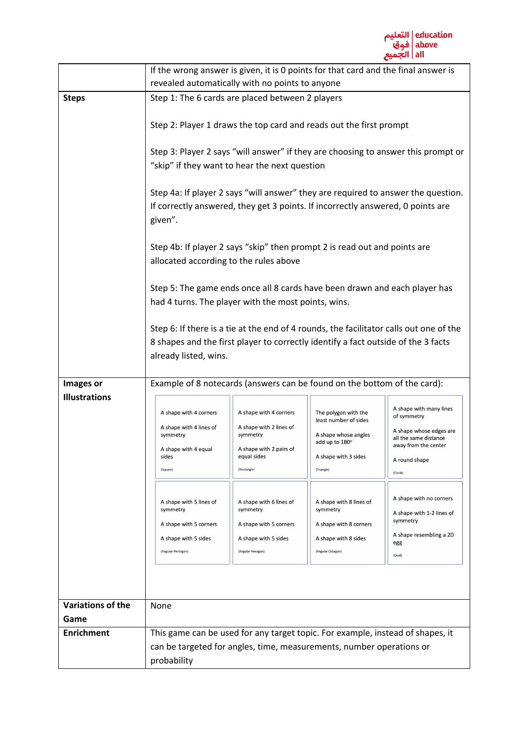| | |
|---|---|
| | If the wrong answer is given, it is 0 points for that card and the final answer is revealed automatically with no points to anyone |
| **Steps** | Step 1: The 6 cards are placed between 2 players<br><br>Step 2: Player 1 draws the top card and reads out the first prompt<br><br>Step 3: Player 2 says "will answer" if they are choosing to answer this prompt or "skip" if they want to hear the next question<br><br>Step 4a: If player 2 says "will answer" they are required to answer the question. If correctly answered, they get 3 points. If incorrectly answered, 0 points are given".<br><br>Step 4b: If player 2 says "skip" then prompt 2 is read out and points are allocated according to the rules above<br><br>Step 5: The game ends once all 8 cards have been drawn and each player has had 4 turns. The player with the most points, wins.<br><br>Step 6: If there is a tie at the end of 4 rounds, the facilitator calls out one of the 8 shapes and the first player to correctly identify a fact outside of the 3 facts already listed, wins. |
| **Images or Illustrations** | Example of 8 notecards (answers can be found on the bottom of the card):<br><br>Card 1: A shape with 4 corners / A shape with 4 lines of symmetry / A shape with 4 equal sides / (Square)<br><br>Card 2: A shape with 4 corners / A shape with 2 lines of symmetry / A shape with 2 pairs of equal sides / (Rectangle)<br><br>Card 3: The polygon with the least number of sides / A shape whose angles add up to 180° / A shape with 3 sides / (Triangle)<br><br>Card 4: A shape with many lines of symmetry / A shape whose edges are all the same distance away from the center / A round shape / (Circle)<br><br>Card 5: A shape with 5 lines of symmetry / A shape with 5 corners / A shape with 5 sides / (Regular Pentagon)<br><br>Card 6: A shape with 6 lines of symmetry / A shape with 5 corners / A shape with 5 sides / (Regular Hexagon)<br><br>Card 7: A shape with 8 lines of symmetry / A shape with 8 corners / A shape with 8 sides / (Regular Octagon)<br><br>Card 8: A shape with no corners / A shape with 1-2 lines of symmetry / A shape resembling a 2D egg / (Oval) |
| **Variations of the Game** | None |
| **Enrichment** | This game can be used for any target topic. For example, instead of shapes, it can be targeted for angles, time, measurements, number operations or probability |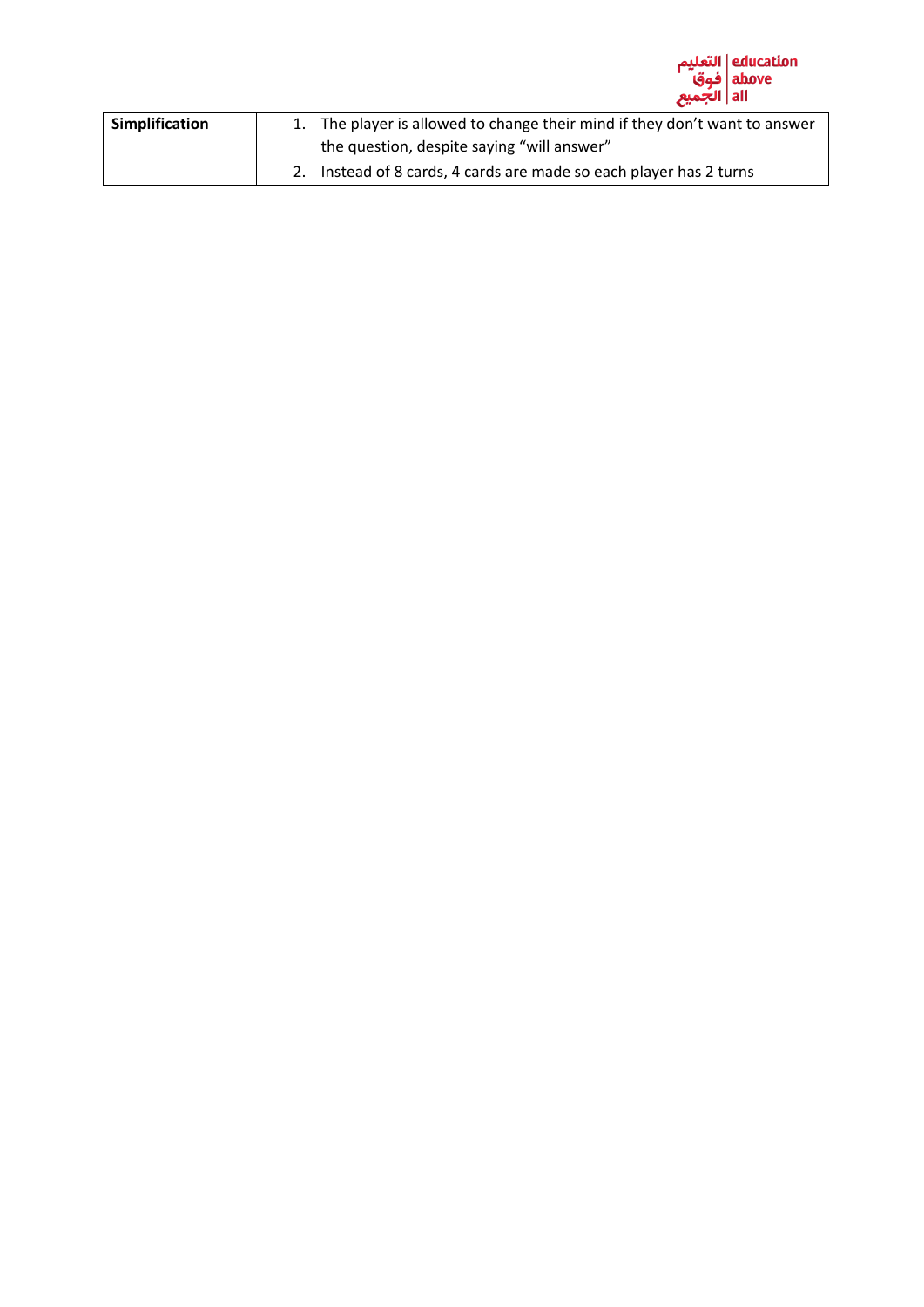| | |
|---|---|
| **Simplification** | 1. The player is allowed to change their mind if they don't want to answer the question, despite saying "will answer"<br>2. Instead of 8 cards, 4 cards are made so each player has 2 turns |